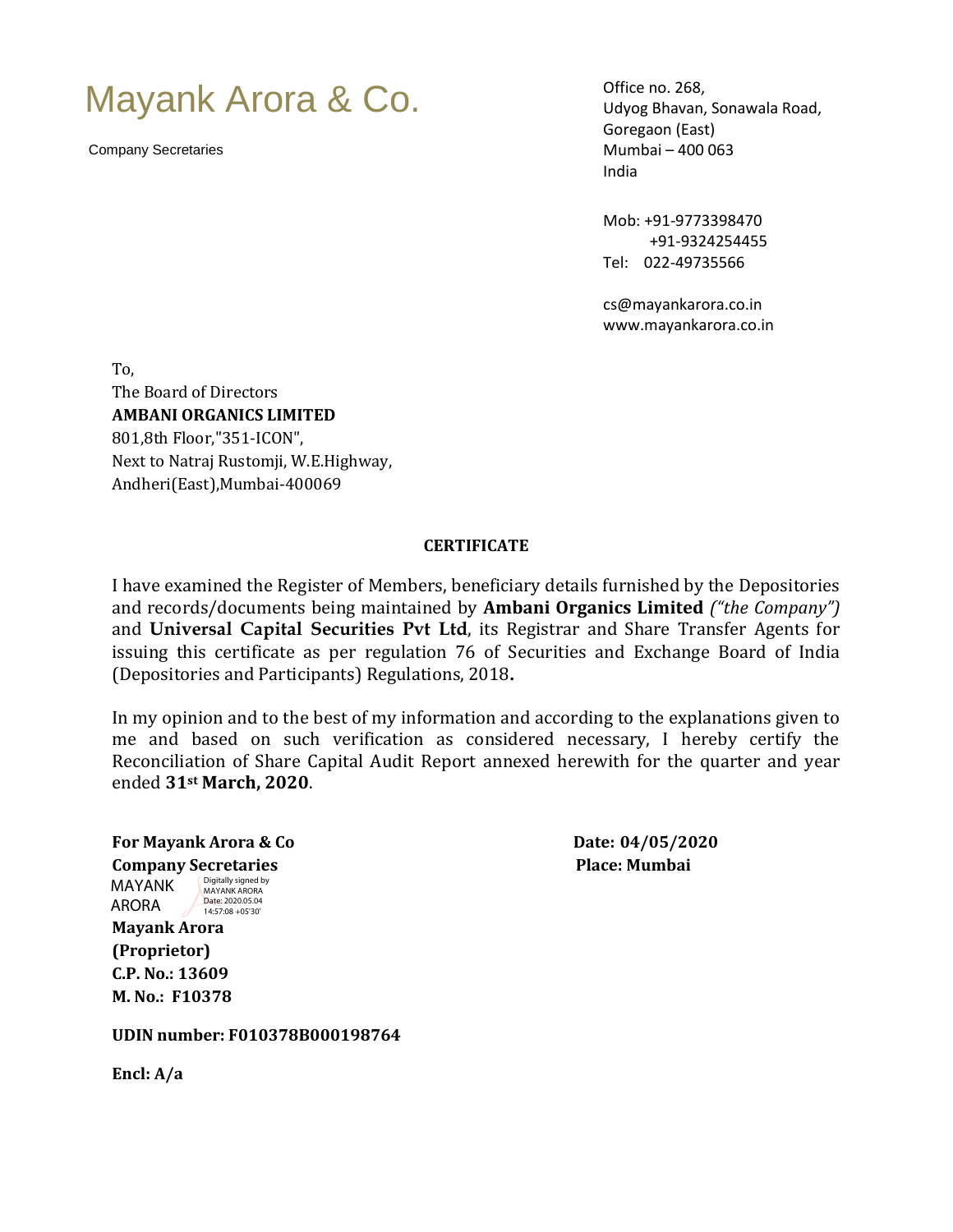# Mayank Arora & Co.

Company Secretaries

Office no. 268,
Udyog Bhavan, Sonawala Road,
Goregaon (East)
Mumbai – 400 063
India

Mob: +91-9773398470
+91-9324254455
Tel: 022-49735566

cs@mayankarora.co.in
www.mayankarora.co.in

To,
The Board of Directors
**AMBANI ORGANICS LIMITED**
801,8th Floor,"351-ICON",
Next to Natraj Rustomji, W.E.Highway,
Andheri(East),Mumbai-400069

**CERTIFICATE**

I have examined the Register of Members, beneficiary details furnished by the Depositories and records/documents being maintained by **Ambani Organics Limited** *("the Company")* and **Universal Capital Securities Pvt Ltd**, its Registrar and Share Transfer Agents for issuing this certificate as per regulation 76 of Securities and Exchange Board of India (Depositories and Participants) Regulations, 2018**.**

In my opinion and to the best of my information and according to the explanations given to me and based on such verification as considered necessary, I hereby certify the Reconciliation of Share Capital Audit Report annexed herewith for the quarter and year ended **31st March, 2020**.

**For Mayank Arora & Co**
**Company Secretaries**

MAYANK ARORA
Digitally signed by MAYANK ARORA
Date: 2020.05.04 14:57:08 +05'30'

**Mayank Arora**
**(Proprietor)**
**C.P. No.: 13609**
**M. No.: F10378**

**Date: 04/05/2020**
**Place: Mumbai**

**UDIN number: F010378B000198764**

**Encl: A/a**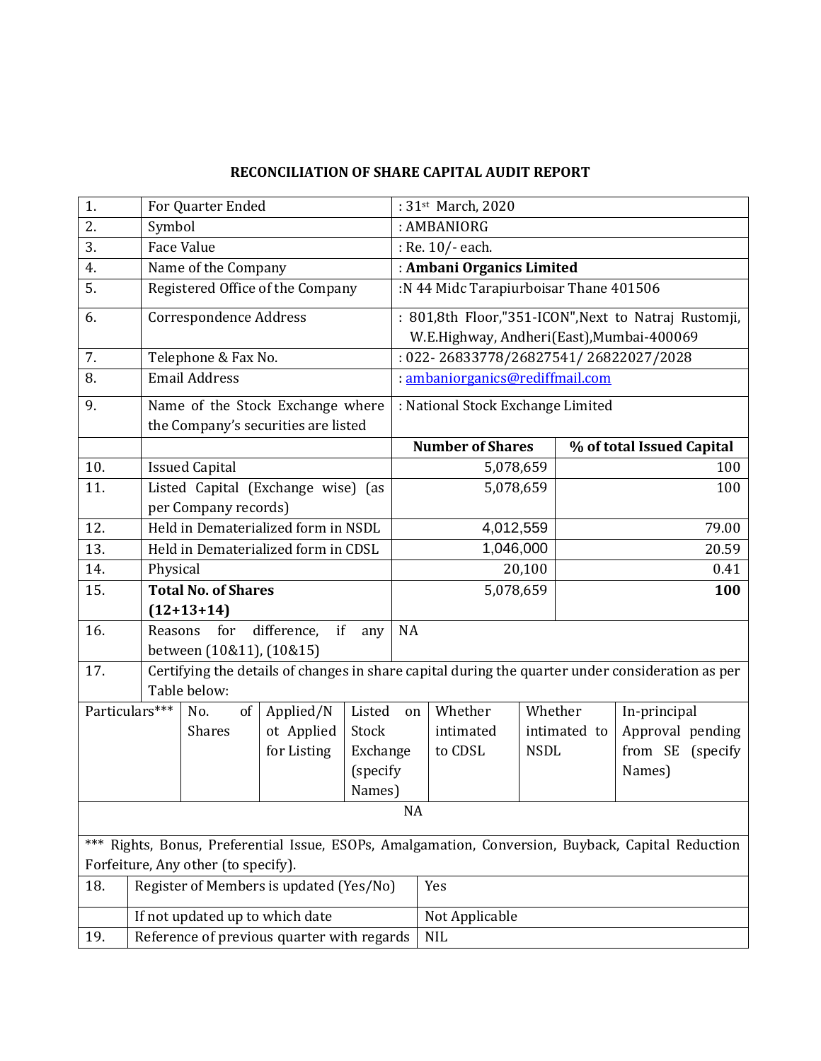# RECONCILIATION OF SHARE CAPITAL AUDIT REPORT

| | | | |
|---|---|---|---|
| 1. | For Quarter Ended | : 31st March, 2020 | |
| 2. | Symbol | : AMBANIORG | |
| 3. | Face Value | : Re. 10/- each. | |
| 4. | Name of the Company | : **Ambani Organics Limited** | |
| 5. | Registered Office of the Company | :N 44 Midc Tarapiurboisar Thane 401506 | |
| 6. | Correspondence Address | : 801,8th Floor,"351-ICON",Next to Natraj Rustomji, W.E.Highway, Andheri(East),Mumbai-400069 | |
| 7. | Telephone & Fax No. | : 022- 26833778/26827541/ 26822027/2028 | |
| 8. | Email Address | : ambaniorganics@rediffmail.com | |
| 9. | Name of the Stock Exchange where the Company's securities are listed | : National Stock Exchange Limited | |
| | | **Number of Shares** | **% of total Issued Capital** |
| 10. | Issued Capital | 5,078,659 | 100 |
| 11. | Listed Capital (Exchange wise) (as per Company records) | 5,078,659 | 100 |
| 12. | Held in Dematerialized form in NSDL | 4,012,559 | 79.00 |
| 13. | Held in Dematerialized form in CDSL | 1,046,000 | 20.59 |
| 14. | Physical | 20,100 | 0.41 |
| 15. | **Total No. of Shares (12+13+14)** | 5,078,659 | **100** |
| 16. | Reasons for difference, if any between (10&11), (10&15) | NA | |

17. Certifying the details of changes in share capital during the quarter under consideration as per Table below:

| Particulars*** | No. of Shares | Applied/Not Applied for Listing | Listed on Stock Exchange (specify Names) | Whether intimated to CDSL | Whether intimated to NSDL | In-principal Approval pending from SE (specify Names) |
|---|---|---|---|---|---|---|
| NA | | | | | | |

*** Rights, Bonus, Preferential Issue, ESOPs, Amalgamation, Conversion, Buyback, Capital Reduction Forfeiture, Any other (to specify).

| | | |
|---|---|---|
| 18. | Register of Members is updated (Yes/No) | Yes |
| | If not updated up to which date | Not Applicable |
| 19. | Reference of previous quarter with regards | NIL |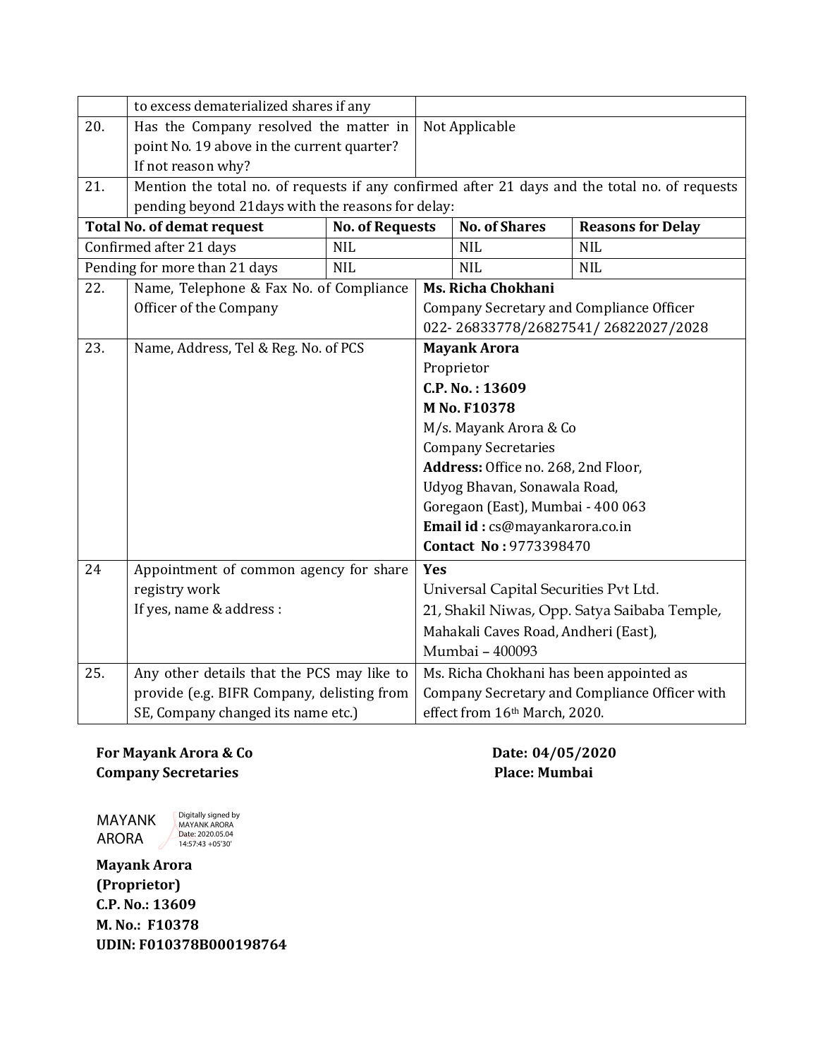| | | |
|---|---|---|
| | to excess dematerialized shares if any | |
| 20. | Has the Company resolved the matter in point No. 19 above in the current quarter? If not reason why? | Not Applicable |
| 21. | Mention the total no. of requests if any confirmed after 21 days and the total no. of requests pending beyond 21days with the reasons for delay: | |

| Total No. of demat request | No. of Requests | No. of Shares | Reasons for Delay |
|---|---|---|---|
| Confirmed after 21 days | NIL | NIL | NIL |
| Pending for more than 21 days | NIL | NIL | NIL |

| | | |
|---|---|---|
| 22. | Name, Telephone & Fax No. of Compliance Officer of the Company | **Ms. Richa Chokhani**<br>Company Secretary and Compliance Officer<br>022- 26833778/26827541/ 26822027/2028 |
| 23. | Name, Address, Tel & Reg. No. of PCS | **Mayank Arora**<br>Proprietor<br>**C.P. No. : 13609**<br>**M No. F10378**<br>M/s. Mayank Arora & Co<br>Company Secretaries<br>**Address:** Office no. 268, 2nd Floor, Udyog Bhavan, Sonawala Road, Goregaon (East), Mumbai - 400 063<br>**Email id :** cs@mayankarora.co.in<br>**Contact No :** 9773398470 |
| 24 | Appointment of common agency for share registry work<br>If yes, name & address : | **Yes**<br>Universal Capital Securities Pvt Ltd.<br>21, Shakil Niwas, Opp. Satya Saibaba Temple, Mahakali Caves Road, Andheri (East), Mumbai – 400093 |
| 25. | Any other details that the PCS may like to provide (e.g. BIFR Company, delisting from SE, Company changed its name etc.) | Ms. Richa Chokhani has been appointed as Company Secretary and Compliance Officer with effect from 16th March, 2020. |

**For Mayank Arora & Co**
**Company Secretaries**

**Date: 04/05/2020**
**Place: Mumbai**

MAYANK ARORA
Digitally signed by MAYANK ARORA
Date: 2020.05.04 14:57:43 +05'30'

**Mayank Arora**
**(Proprietor)**
**C.P. No.: 13609**
**M. No.: F10378**
**UDIN: F010378B000198764**